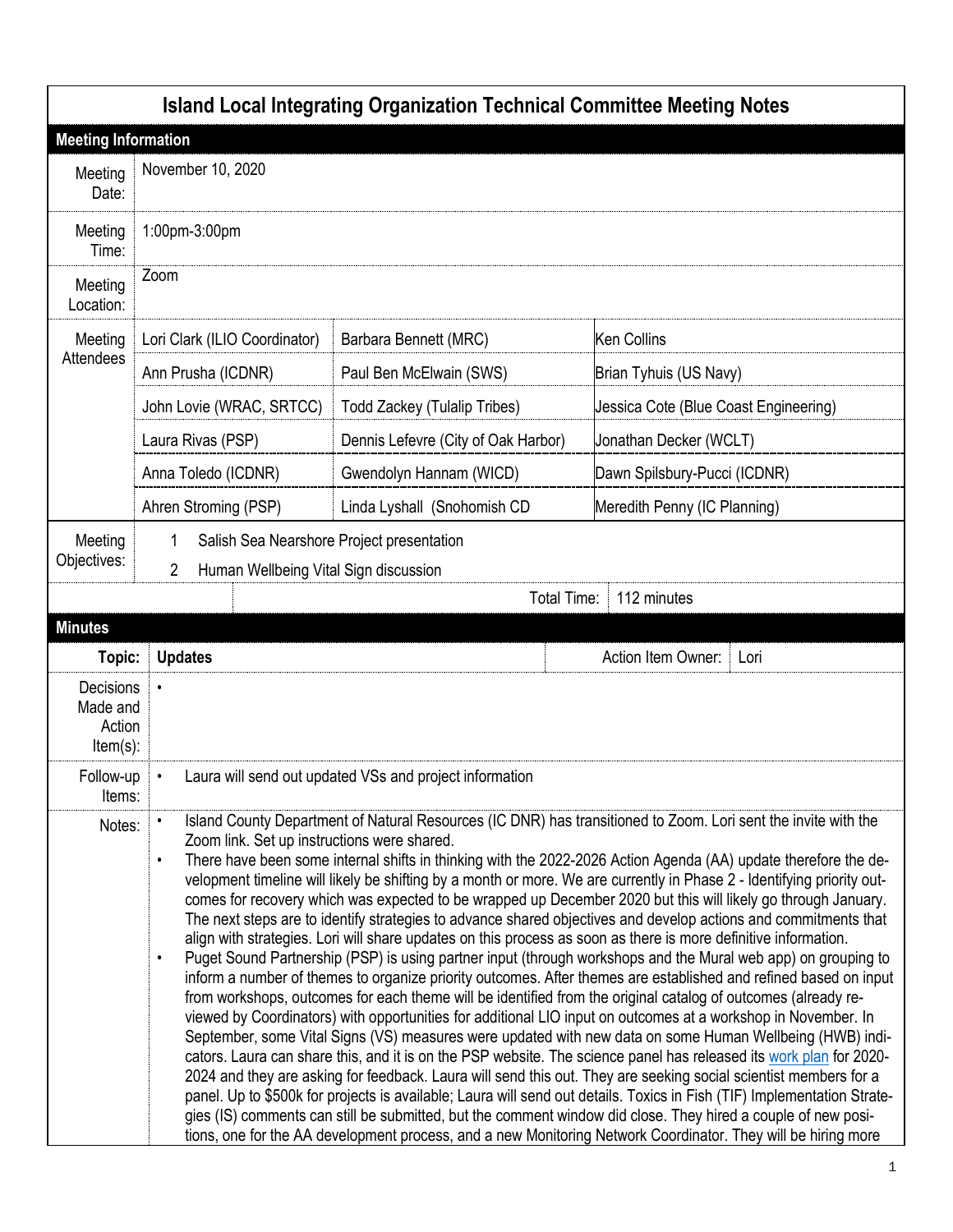# Island Local Integrating Organization Technical Committee Meeting Notes

## Meeting Information

| | | | |
|---|---|---|---|
| Meeting Date: | November 10, 2020 | | |
| Meeting Time: | 1:00pm-3:00pm | | |
| Meeting Location: | Zoom | | |
| Meeting Attendees | Lori Clark (ILIO Coordinator) | Barbara Bennett (MRC) | Ken Collins |
| | Ann Prusha (ICDNR) | Paul Ben McElwain (SWS) | Brian Tyhuis (US Navy) |
| | John Lovie (WRAC, SRTCC) | Todd Zackey (Tulalip Tribes) | Jessica Cote (Blue Coast Engineering) |
| | Laura Rivas (PSP) | Dennis Lefevre (City of Oak Harbor) | Jonathan Decker (WCLT) |
| | Anna Toledo (ICDNR) | Gwendolyn Hannam (WICD) | Dawn Spilsbury-Pucci (ICDNR) |
| | Ahren Stroming (PSP) | Linda Lyshall (Snohomish CD | Meredith Penny (IC Planning) |
| Meeting Objectives: | 1 Salish Sea Nearshore Project presentation<br>2 Human Wellbeing Vital Sign discussion | | |
| | | Total Time: | 112 minutes |

## Minutes

| | | | |
|---|---|---|---|
| Topic: | **Updates** | Action Item Owner: | Lori |
| Decisions Made and Action Item(s): | • | | |
| Follow-up Items: | • Laura will send out updated VSs and project information | | |

**Notes:**

- Island County Department of Natural Resources (IC DNR) has transitioned to Zoom. Lori sent the invite with the Zoom link. Set up instructions were shared.
- There have been some internal shifts in thinking with the 2022-2026 Action Agenda (AA) update therefore the development timeline will likely be shifting by a month or more. We are currently in Phase 2 - Identifying priority outcomes for recovery which was expected to be wrapped up December 2020 but this will likely go through January. The next steps are to identify strategies to advance shared objectives and develop actions and commitments that align with strategies. Lori will share updates on this process as soon as there is more definitive information.
- Puget Sound Partnership (PSP) is using partner input (through workshops and the Mural web app) on grouping to inform a number of themes to organize priority outcomes. After themes are established and refined based on input from workshops, outcomes for each theme will be identified from the original catalog of outcomes (already reviewed by Coordinators) with opportunities for additional LIO input on outcomes at a workshop in November. In September, some Vital Signs (VS) measures were updated with new data on some Human Wellbeing (HWB) indicators. Laura can share this, and it is on the PSP website. The science panel has released its work plan for 2020-2024 and they are asking for feedback. Laura will send this out. They are seeking social scientist members for a panel. Up to $500k for projects is available; Laura will send out details. Toxics in Fish (TIF) Implementation Strategies (IS) comments can still be submitted, but the comment window did close. They hired a couple of new positions, one for the AA development process, and a new Monitoring Network Coordinator. They will be hiring more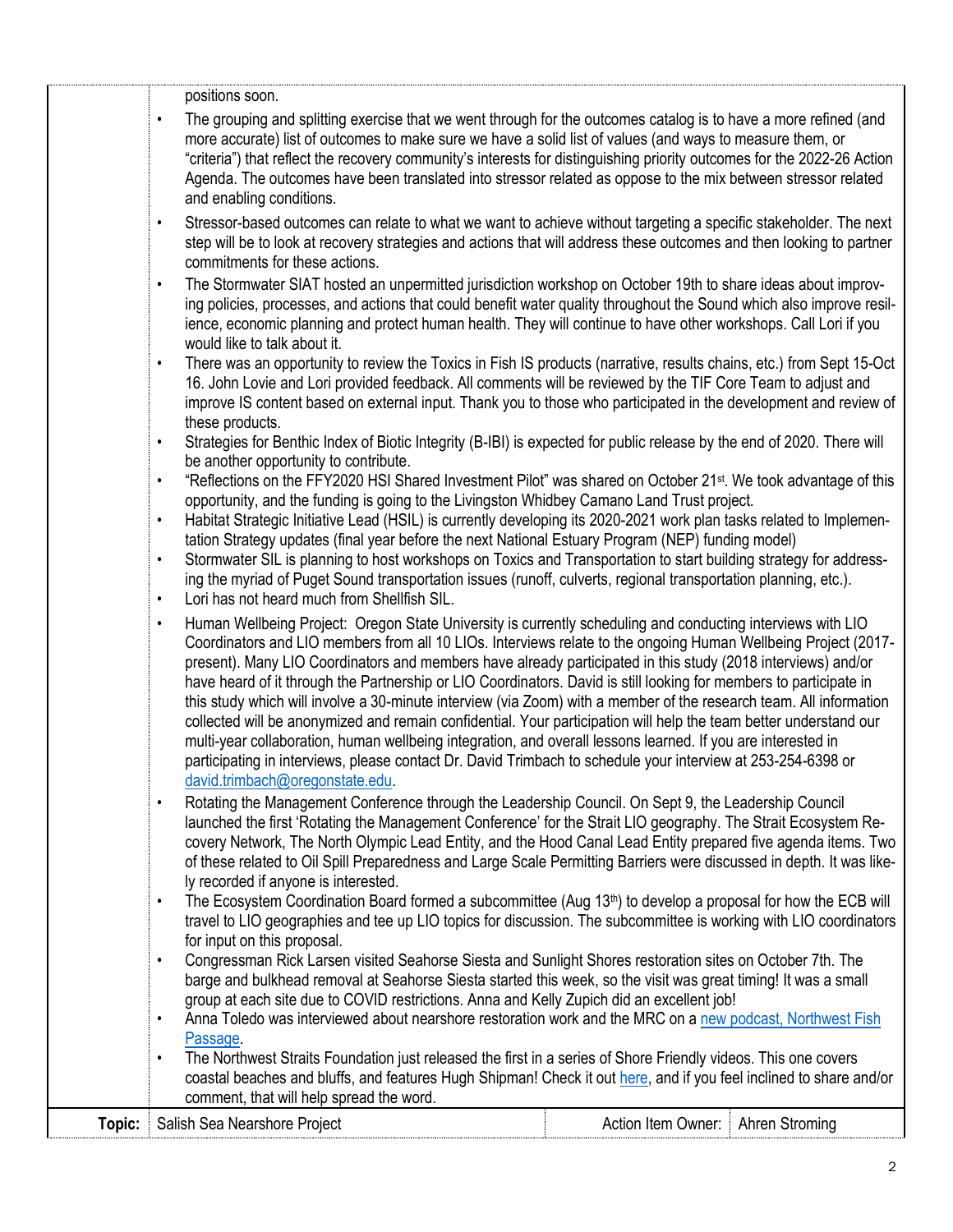positions soon.

- The grouping and splitting exercise that we went through for the outcomes catalog is to have a more refined (and more accurate) list of outcomes to make sure we have a solid list of values (and ways to measure them, or "criteria") that reflect the recovery community's interests for distinguishing priority outcomes for the 2022-26 Action Agenda. The outcomes have been translated into stressor related as oppose to the mix between stressor related and enabling conditions.
- Stressor-based outcomes can relate to what we want to achieve without targeting a specific stakeholder. The next step will be to look at recovery strategies and actions that will address these outcomes and then looking to partner commitments for these actions.
- The Stormwater SIAT hosted an unpermitted jurisdiction workshop on October 19th to share ideas about improving policies, processes, and actions that could benefit water quality throughout the Sound which also improve resilience, economic planning and protect human health. They will continue to have other workshops. Call Lori if you would like to talk about it.
- There was an opportunity to review the Toxics in Fish IS products (narrative, results chains, etc.) from Sept 15-Oct 16. John Lovie and Lori provided feedback. All comments will be reviewed by the TIF Core Team to adjust and improve IS content based on external input. Thank you to those who participated in the development and review of these products.
- Strategies for Benthic Index of Biotic Integrity (B-IBI) is expected for public release by the end of 2020. There will be another opportunity to contribute.
- "Reflections on the FFY2020 HSI Shared Investment Pilot" was shared on October 21st. We took advantage of this opportunity, and the funding is going to the Livingston Whidbey Camano Land Trust project.
- Habitat Strategic Initiative Lead (HSIL) is currently developing its 2020-2021 work plan tasks related to Implementation Strategy updates (final year before the next National Estuary Program (NEP) funding model)
- Stormwater SIL is planning to host workshops on Toxics and Transportation to start building strategy for addressing the myriad of Puget Sound transportation issues (runoff, culverts, regional transportation planning, etc.).
- Lori has not heard much from Shellfish SIL.
- Human Wellbeing Project: Oregon State University is currently scheduling and conducting interviews with LIO Coordinators and LIO members from all 10 LIOs. Interviews relate to the ongoing Human Wellbeing Project (2017-present). Many LIO Coordinators and members have already participated in this study (2018 interviews) and/or have heard of it through the Partnership or LIO Coordinators. David is still looking for members to participate in this study which will involve a 30-minute interview (via Zoom) with a member of the research team. All information collected will be anonymized and remain confidential. Your participation will help the team better understand our multi-year collaboration, human wellbeing integration, and overall lessons learned. If you are interested in participating in interviews, please contact Dr. David Trimbach to schedule your interview at 253-254-6398 or [david.trimbach@oregonstate.edu](mailto:david.trimbach@oregonstate.edu).
- Rotating the Management Conference through the Leadership Council. On Sept 9, the Leadership Council launched the first 'Rotating the Management Conference' for the Strait LIO geography. The Strait Ecosystem Recovery Network, The North Olympic Lead Entity, and the Hood Canal Lead Entity prepared five agenda items. Two of these related to Oil Spill Preparedness and Large Scale Permitting Barriers were discussed in depth. It was likely recorded if anyone is interested.
- The Ecosystem Coordination Board formed a subcommittee (Aug 13th) to develop a proposal for how the ECB will travel to LIO geographies and tee up LIO topics for discussion. The subcommittee is working with LIO coordinators for input on this proposal.
- Congressman Rick Larsen visited Seahorse Siesta and Sunlight Shores restoration sites on October 7th. The barge and bulkhead removal at Seahorse Siesta started this week, so the visit was great timing! It was a small group at each site due to COVID restrictions. Anna and Kelly Zupich did an excellent job!
- Anna Toledo was interviewed about nearshore restoration work and the MRC on a new podcast, Northwest Fish Passage.
- The Northwest Straits Foundation just released the first in a series of Shore Friendly videos. This one covers coastal beaches and bluffs, and features Hugh Shipman! Check it out here, and if you feel inclined to share and/or comment, that will help spread the word.

| **Topic:** | Salish Sea Nearshore Project | Action Item Owner: | Ahren Stroming |
| --- | --- | --- | --- |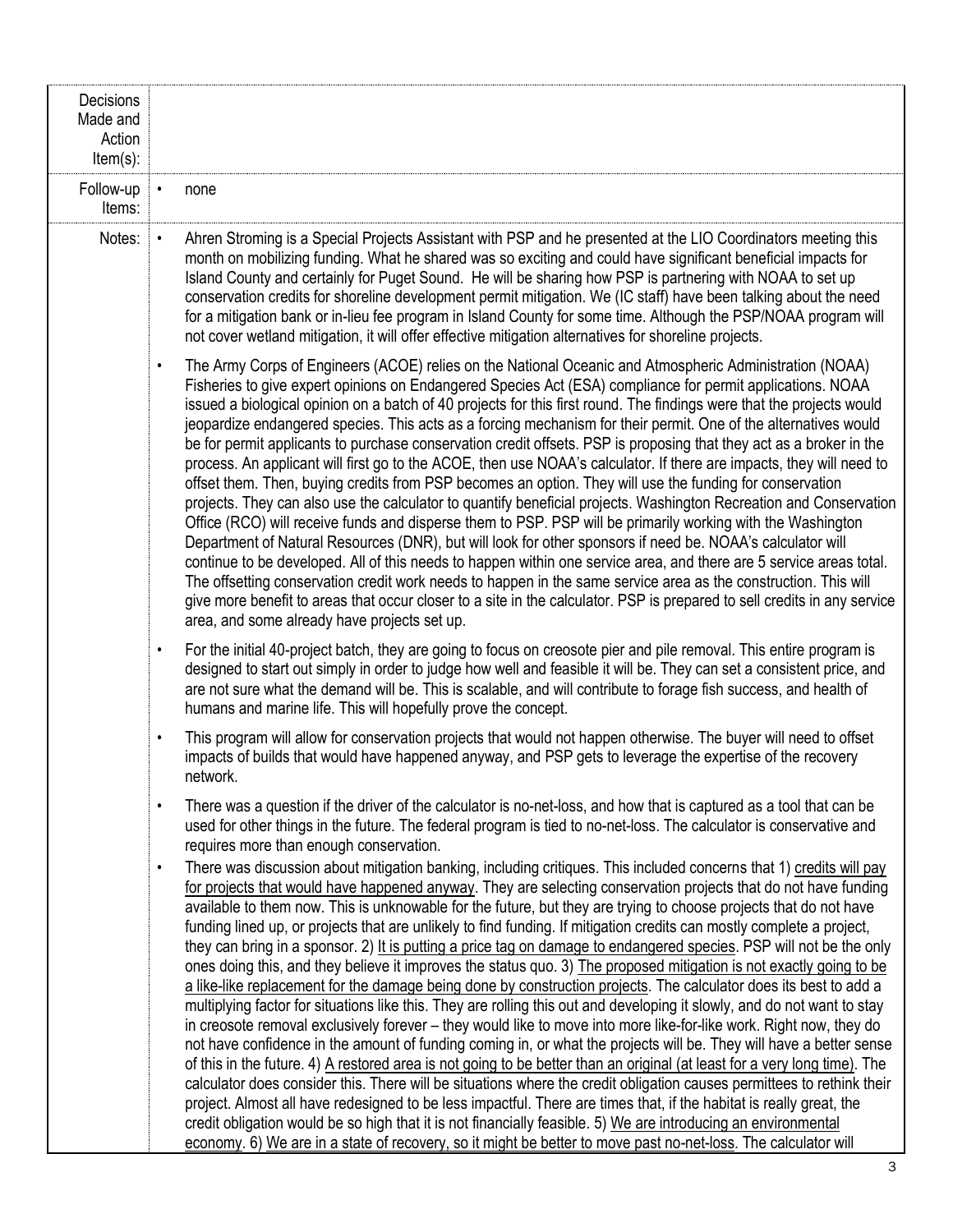| | |
|---|---|
| Decisions Made and Action Item(s): | |
| Follow-up Items: | • none |
| Notes: | • Ahren Stroming is a Special Projects Assistant with PSP and he presented at the LIO Coordinators meeting this month on mobilizing funding. What he shared was so exciting and could have significant beneficial impacts for Island County and certainly for Puget Sound. He will be sharing how PSP is partnering with NOAA to set up conservation credits for shoreline development permit mitigation. We (IC staff) have been talking about the need for a mitigation bank or in-lieu fee program in Island County for some time. Although the PSP/NOAA program will not cover wetland mitigation, it will offer effective mitigation alternatives for shoreline projects.<br><br>• The Army Corps of Engineers (ACOE) relies on the National Oceanic and Atmospheric Administration (NOAA) Fisheries to give expert opinions on Endangered Species Act (ESA) compliance for permit applications. NOAA issued a biological opinion on a batch of 40 projects for this first round. The findings were that the projects would jeopardize endangered species. This acts as a forcing mechanism for their permit. One of the alternatives would be for permit applicants to purchase conservation credit offsets. PSP is proposing that they act as a broker in the process. An applicant will first go to the ACOE, then use NOAA's calculator. If there are impacts, they will need to offset them. Then, buying credits from PSP becomes an option. They will use the funding for conservation projects. They can also use the calculator to quantify beneficial projects. Washington Recreation and Conservation Office (RCO) will receive funds and disperse them to PSP. PSP will be primarily working with the Washington Department of Natural Resources (DNR), but will look for other sponsors if need be. NOAA's calculator will continue to be developed. All of this needs to happen within one service area, and there are 5 service areas total. The offsetting conservation credit work needs to happen in the same service area as the construction. This will give more benefit to areas that occur closer to a site in the calculator. PSP is prepared to sell credits in any service area, and some already have projects set up.<br><br>• For the initial 40-project batch, they are going to focus on creosote pier and pile removal. This entire program is designed to start out simply in order to judge how well and feasible it will be. They can set a consistent price, and are not sure what the demand will be. This is scalable, and will contribute to forage fish success, and health of humans and marine life. This will hopefully prove the concept.<br><br>• This program will allow for conservation projects that would not happen otherwise. The buyer will need to offset impacts of builds that would have happened anyway, and PSP gets to leverage the expertise of the recovery network.<br><br>• There was a question if the driver of the calculator is no-net-loss, and how that is captured as a tool that can be used for other things in the future. The federal program is tied to no-net-loss. The calculator is conservative and requires more than enough conservation.<br><br>• There was discussion about mitigation banking, including critiques. This included concerns that 1) <u>credits will pay for projects that would have happened anyway</u>. They are selecting conservation projects that do not have funding available to them now. This is unknowable for the future, but they are trying to choose projects that do not have funding lined up, or projects that are unlikely to find funding. If mitigation credits can mostly complete a project, they can bring in a sponsor. 2) <u>It is putting a price tag on damage to endangered species</u>. PSP will not be the only ones doing this, and they believe it improves the status quo. 3) <u>The proposed mitigation is not exactly going to be a like-like replacement for the damage being done by construction projects</u>. The calculator does its best to add a multiplying factor for situations like this. They are rolling this out and developing it slowly, and do not want to stay in creosote removal exclusively forever – they would like to move into more like-for-like work. Right now, they do not have confidence in the amount of funding coming in, or what the projects will be. They will have a better sense of this in the future. 4) <u>A restored area is not going to be better than an original (at least for a very long time)</u>. The calculator does consider this. There will be situations where the credit obligation causes permittees to rethink their project. Almost all have redesigned to be less impactful. There are times that, if the habitat is really great, the credit obligation would be so high that it is not financially feasible. 5) <u>We are introducing an environmental economy</u>. 6) <u>We are in a state of recovery, so it might be better to move past no-net-loss</u>. The calculator will |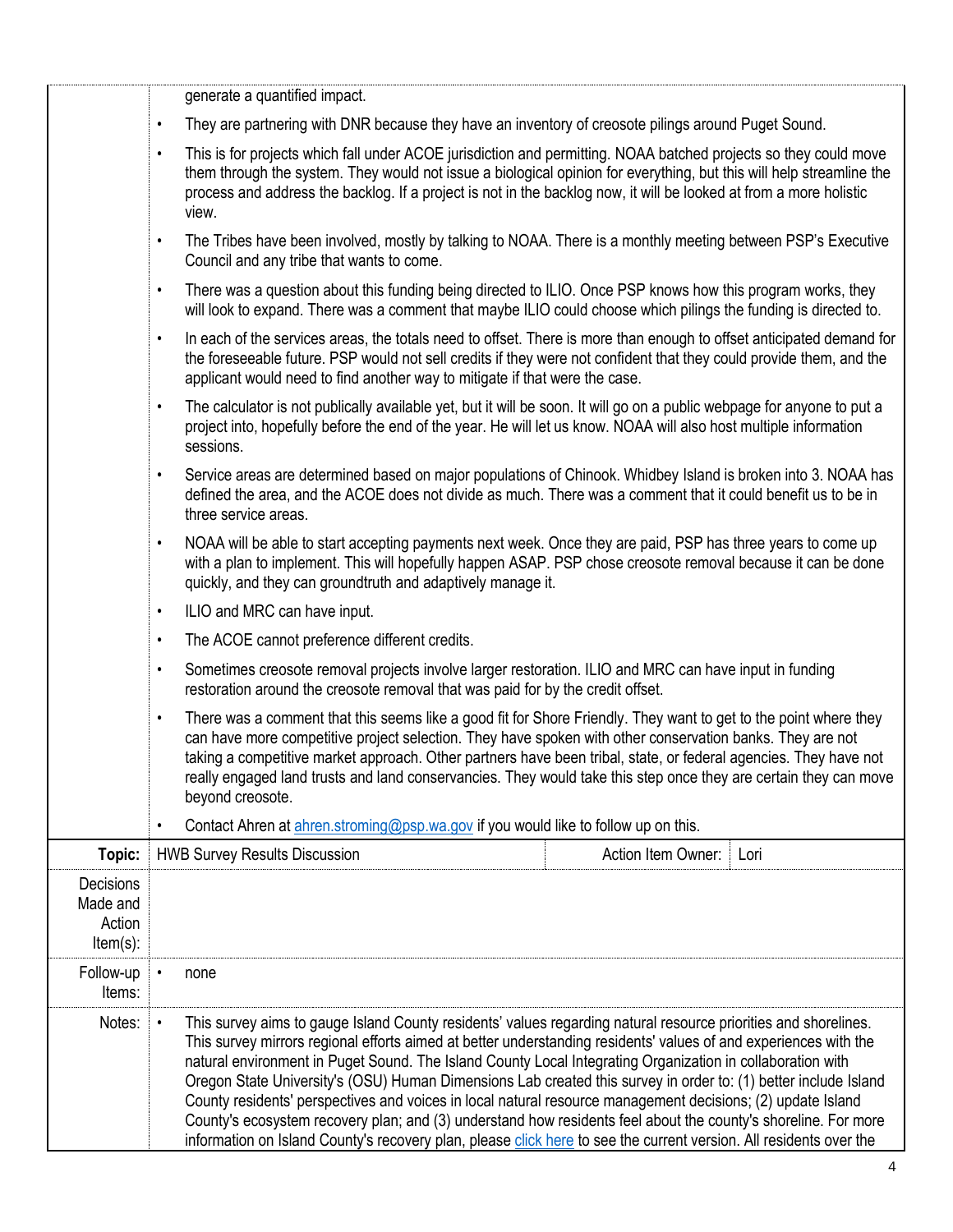| | |
|---|---|
| | generate a quantified impact.<br>• They are partnering with DNR because they have an inventory of creosote pilings around Puget Sound.<br>• This is for projects which fall under ACOE jurisdiction and permitting. NOAA batched projects so they could move them through the system. They would not issue a biological opinion for everything, but this will help streamline the process and address the backlog. If a project is not in the backlog now, it will be looked at from a more holistic view.<br>• The Tribes have been involved, mostly by talking to NOAA. There is a monthly meeting between PSP's Executive Council and any tribe that wants to come.<br>• There was a question about this funding being directed to ILIO. Once PSP knows how this program works, they will look to expand. There was a comment that maybe ILIO could choose which pilings the funding is directed to.<br>• In each of the services areas, the totals need to offset. There is more than enough to offset anticipated demand for the foreseeable future. PSP would not sell credits if they were not confident that they could provide them, and the applicant would need to find another way to mitigate if that were the case.<br>• The calculator is not publically available yet, but it will be soon. It will go on a public webpage for anyone to put a project into, hopefully before the end of the year. He will let us know. NOAA will also host multiple information sessions.<br>• Service areas are determined based on major populations of Chinook. Whidbey Island is broken into 3. NOAA has defined the area, and the ACOE does not divide as much. There was a comment that it could benefit us to be in three service areas.<br>• NOAA will be able to start accepting payments next week. Once they are paid, PSP has three years to come up with a plan to implement. This will hopefully happen ASAP. PSP chose creosote removal because it can be done quickly, and they can groundtruth and adaptively manage it.<br>• ILIO and MRC can have input.<br>• The ACOE cannot preference different credits.<br>• Sometimes creosote removal projects involve larger restoration. ILIO and MRC can have input in funding restoration around the creosote removal that was paid for by the credit offset.<br>• There was a comment that this seems like a good fit for Shore Friendly. They want to get to the point where they can have more competitive project selection. They have spoken with other conservation banks. They are not taking a competitive market approach. Other partners have been tribal, state, or federal agencies. They have not really engaged land trusts and land conservancies. They would take this step once they are certain they can move beyond creosote.<br>• Contact Ahren at ahren.stroming@psp.wa.gov if you would like to follow up on this. |
| **Topic:** | HWB Survey Results Discussion — Action Item Owner: Lori |
| Decisions Made and Action Item(s): | |
| Follow-up Items: | • none |
| Notes: | • This survey aims to gauge Island County residents' values regarding natural resource priorities and shorelines. This survey mirrors regional efforts aimed at better understanding residents' values of and experiences with the natural environment in Puget Sound. The Island County Local Integrating Organization in collaboration with Oregon State University's (OSU) Human Dimensions Lab created this survey in order to: (1) better include Island County residents' perspectives and voices in local natural resource management decisions; (2) update Island County's ecosystem recovery plan; and (3) understand how residents feel about the county's shoreline. For more information on Island County's recovery plan, please click here to see the current version. All residents over the |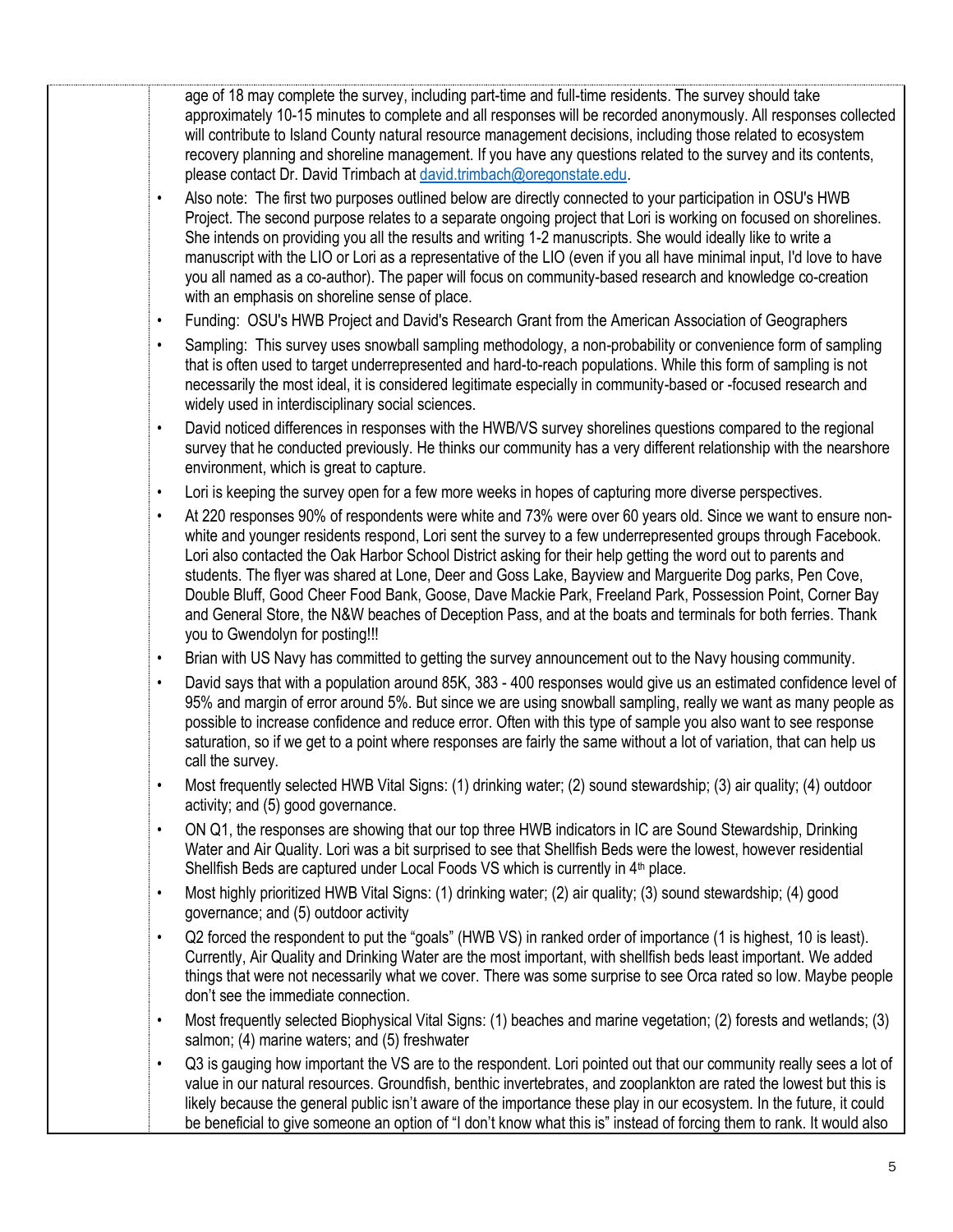age of 18 may complete the survey, including part-time and full-time residents. The survey should take approximately 10-15 minutes to complete and all responses will be recorded anonymously. All responses collected will contribute to Island County natural resource management decisions, including those related to ecosystem recovery planning and shoreline management. If you have any questions related to the survey and its contents, please contact Dr. David Trimbach at david.trimbach@oregonstate.edu.

- Also note: The first two purposes outlined below are directly connected to your participation in OSU's HWB Project. The second purpose relates to a separate ongoing project that Lori is working on focused on shorelines. She intends on providing you all the results and writing 1-2 manuscripts. She would ideally like to write a manuscript with the LIO or Lori as a representative of the LIO (even if you all have minimal input, I'd love to have you all named as a co-author). The paper will focus on community-based research and knowledge co-creation with an emphasis on shoreline sense of place.
- Funding: OSU's HWB Project and David's Research Grant from the American Association of Geographers
- Sampling: This survey uses snowball sampling methodology, a non-probability or convenience form of sampling that is often used to target underrepresented and hard-to-reach populations. While this form of sampling is not necessarily the most ideal, it is considered legitimate especially in community-based or -focused research and widely used in interdisciplinary social sciences.
- David noticed differences in responses with the HWB/VS survey shorelines questions compared to the regional survey that he conducted previously. He thinks our community has a very different relationship with the nearshore environment, which is great to capture.
- Lori is keeping the survey open for a few more weeks in hopes of capturing more diverse perspectives.
- At 220 responses 90% of respondents were white and 73% were over 60 years old. Since we want to ensure non-white and younger residents respond, Lori sent the survey to a few underrepresented groups through Facebook. Lori also contacted the Oak Harbor School District asking for their help getting the word out to parents and students. The flyer was shared at Lone, Deer and Goss Lake, Bayview and Marguerite Dog parks, Pen Cove, Double Bluff, Good Cheer Food Bank, Goose, Dave Mackie Park, Freeland Park, Possession Point, Corner Bay and General Store, the N&W beaches of Deception Pass, and at the boats and terminals for both ferries. Thank you to Gwendolyn for posting!!!
- Brian with US Navy has committed to getting the survey announcement out to the Navy housing community.
- David says that with a population around 85K, 383 - 400 responses would give us an estimated confidence level of 95% and margin of error around 5%. But since we are using snowball sampling, really we want as many people as possible to increase confidence and reduce error. Often with this type of sample you also want to see response saturation, so if we get to a point where responses are fairly the same without a lot of variation, that can help us call the survey.
- Most frequently selected HWB Vital Signs: (1) drinking water; (2) sound stewardship; (3) air quality; (4) outdoor activity; and (5) good governance.
- ON Q1, the responses are showing that our top three HWB indicators in IC are Sound Stewardship, Drinking Water and Air Quality. Lori was a bit surprised to see that Shellfish Beds were the lowest, however residential Shellfish Beds are captured under Local Foods VS which is currently in 4th place.
- Most highly prioritized HWB Vital Signs: (1) drinking water; (2) air quality; (3) sound stewardship; (4) good governance; and (5) outdoor activity
- Q2 forced the respondent to put the "goals" (HWB VS) in ranked order of importance (1 is highest, 10 is least). Currently, Air Quality and Drinking Water are the most important, with shellfish beds least important. We added things that were not necessarily what we cover. There was some surprise to see Orca rated so low. Maybe people don't see the immediate connection.
- Most frequently selected Biophysical Vital Signs: (1) beaches and marine vegetation; (2) forests and wetlands; (3) salmon; (4) marine waters; and (5) freshwater
- Q3 is gauging how important the VS are to the respondent. Lori pointed out that our community really sees a lot of value in our natural resources. Groundfish, benthic invertebrates, and zooplankton are rated the lowest but this is likely because the general public isn't aware of the importance these play in our ecosystem. In the future, it could be beneficial to give someone an option of "I don't know what this is" instead of forcing them to rank. It would also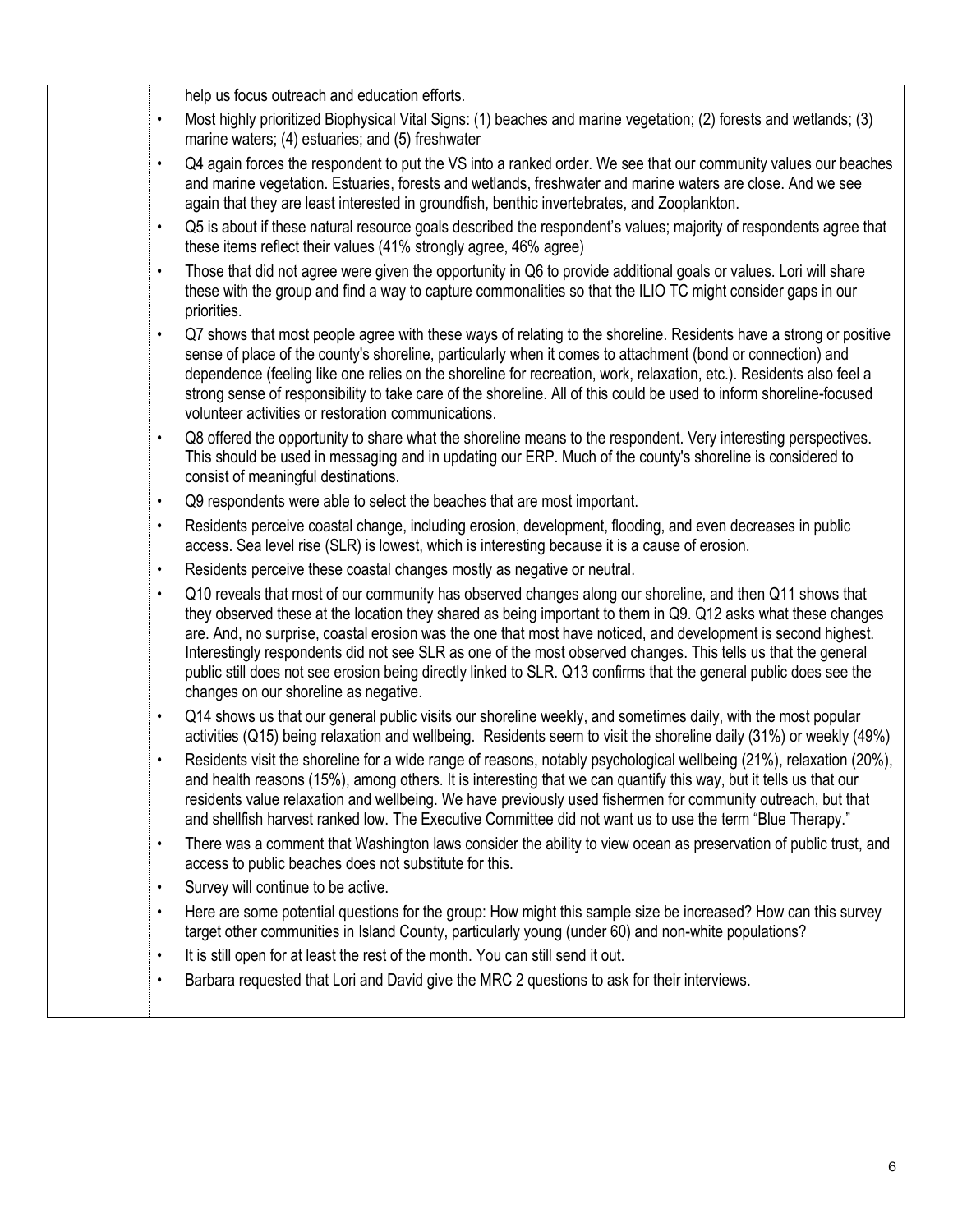help us focus outreach and education efforts.

- Most highly prioritized Biophysical Vital Signs: (1) beaches and marine vegetation; (2) forests and wetlands; (3) marine waters; (4) estuaries; and (5) freshwater
- Q4 again forces the respondent to put the VS into a ranked order. We see that our community values our beaches and marine vegetation. Estuaries, forests and wetlands, freshwater and marine waters are close. And we see again that they are least interested in groundfish, benthic invertebrates, and Zooplankton.
- Q5 is about if these natural resource goals described the respondent's values; majority of respondents agree that these items reflect their values (41% strongly agree, 46% agree)
- Those that did not agree were given the opportunity in Q6 to provide additional goals or values. Lori will share these with the group and find a way to capture commonalities so that the ILIO TC might consider gaps in our priorities.
- Q7 shows that most people agree with these ways of relating to the shoreline. Residents have a strong or positive sense of place of the county's shoreline, particularly when it comes to attachment (bond or connection) and dependence (feeling like one relies on the shoreline for recreation, work, relaxation, etc.). Residents also feel a strong sense of responsibility to take care of the shoreline. All of this could be used to inform shoreline-focused volunteer activities or restoration communications.
- Q8 offered the opportunity to share what the shoreline means to the respondent. Very interesting perspectives. This should be used in messaging and in updating our ERP. Much of the county's shoreline is considered to consist of meaningful destinations.
- Q9 respondents were able to select the beaches that are most important.
- Residents perceive coastal change, including erosion, development, flooding, and even decreases in public access. Sea level rise (SLR) is lowest, which is interesting because it is a cause of erosion.
- Residents perceive these coastal changes mostly as negative or neutral.
- Q10 reveals that most of our community has observed changes along our shoreline, and then Q11 shows that they observed these at the location they shared as being important to them in Q9. Q12 asks what these changes are. And, no surprise, coastal erosion was the one that most have noticed, and development is second highest. Interestingly respondents did not see SLR as one of the most observed changes. This tells us that the general public still does not see erosion being directly linked to SLR. Q13 confirms that the general public does see the changes on our shoreline as negative.
- Q14 shows us that our general public visits our shoreline weekly, and sometimes daily, with the most popular activities (Q15) being relaxation and wellbeing. Residents seem to visit the shoreline daily (31%) or weekly (49%)
- Residents visit the shoreline for a wide range of reasons, notably psychological wellbeing (21%), relaxation (20%), and health reasons (15%), among others. It is interesting that we can quantify this way, but it tells us that our residents value relaxation and wellbeing. We have previously used fishermen for community outreach, but that and shellfish harvest ranked low. The Executive Committee did not want us to use the term "Blue Therapy."
- There was a comment that Washington laws consider the ability to view ocean as preservation of public trust, and access to public beaches does not substitute for this.
- Survey will continue to be active.
- Here are some potential questions for the group: How might this sample size be increased? How can this survey target other communities in Island County, particularly young (under 60) and non-white populations?
- It is still open for at least the rest of the month. You can still send it out.
- Barbara requested that Lori and David give the MRC 2 questions to ask for their interviews.